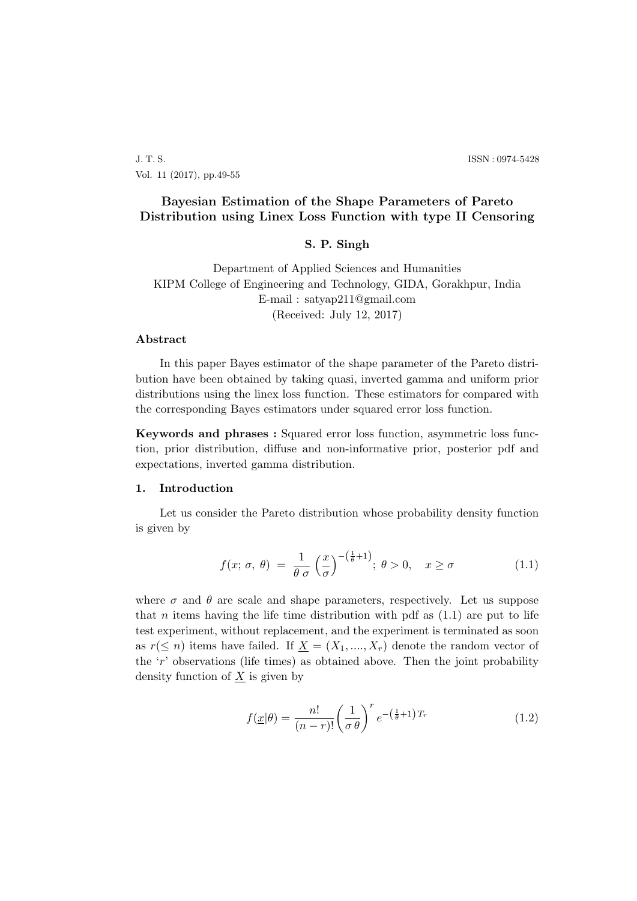# Bayesian Estimation of the Shape Parameters of Pareto Distribution using Linex Loss Function with type II Censoring

**S. P. Singh**

Department of Applied Sciences and Humanities
KIPM College of Engineering and Technology, GIDA, Gorakhpur, India
E-mail : satyap211@gmail.com
(Received: July 12, 2017)

## Abstract

In this paper Bayes estimator of the shape parameter of the Pareto distribution have been obtained by taking quasi, inverted gamma and uniform prior distributions using the linex loss function. These estimators for compared with the corresponding Bayes estimators under squared error loss function.

**Keywords and phrases :** Squared error loss function, asymmetric loss function, prior distribution, diffuse and non-informative prior, posterior pdf and expectations, inverted gamma distribution.

## 1. Introduction

Let us consider the Pareto distribution whose probability density function is given by

$$f(x;\,\sigma,\,\theta) \;=\; \frac{1}{\theta\,\sigma}\left(\frac{x}{\sigma}\right)^{-\left(\frac{1}{\theta}+1\right)};\; \theta > 0, \quad x \geq \sigma \tag{1.1}$$

where $\sigma$ and $\theta$ are scale and shape parameters, respectively. Let us suppose that $n$ items having the life time distribution with pdf as (1.1) are put to life test experiment, without replacement, and the experiment is terminated as soon as $r(\leq n)$ items have failed. If $\underline{X} = (X_1, ...., X_r)$ denote the random vector of the '$r$' observations (life times) as obtained above. Then the joint probability density function of $\underline{X}$ is given by

$$f(\underline{x}|\theta) = \frac{n!}{(n-r)!}\left(\frac{1}{\sigma\,\theta}\right)^{r} e^{-\left(\frac{1}{\theta}+1\right)T_r} \tag{1.2}$$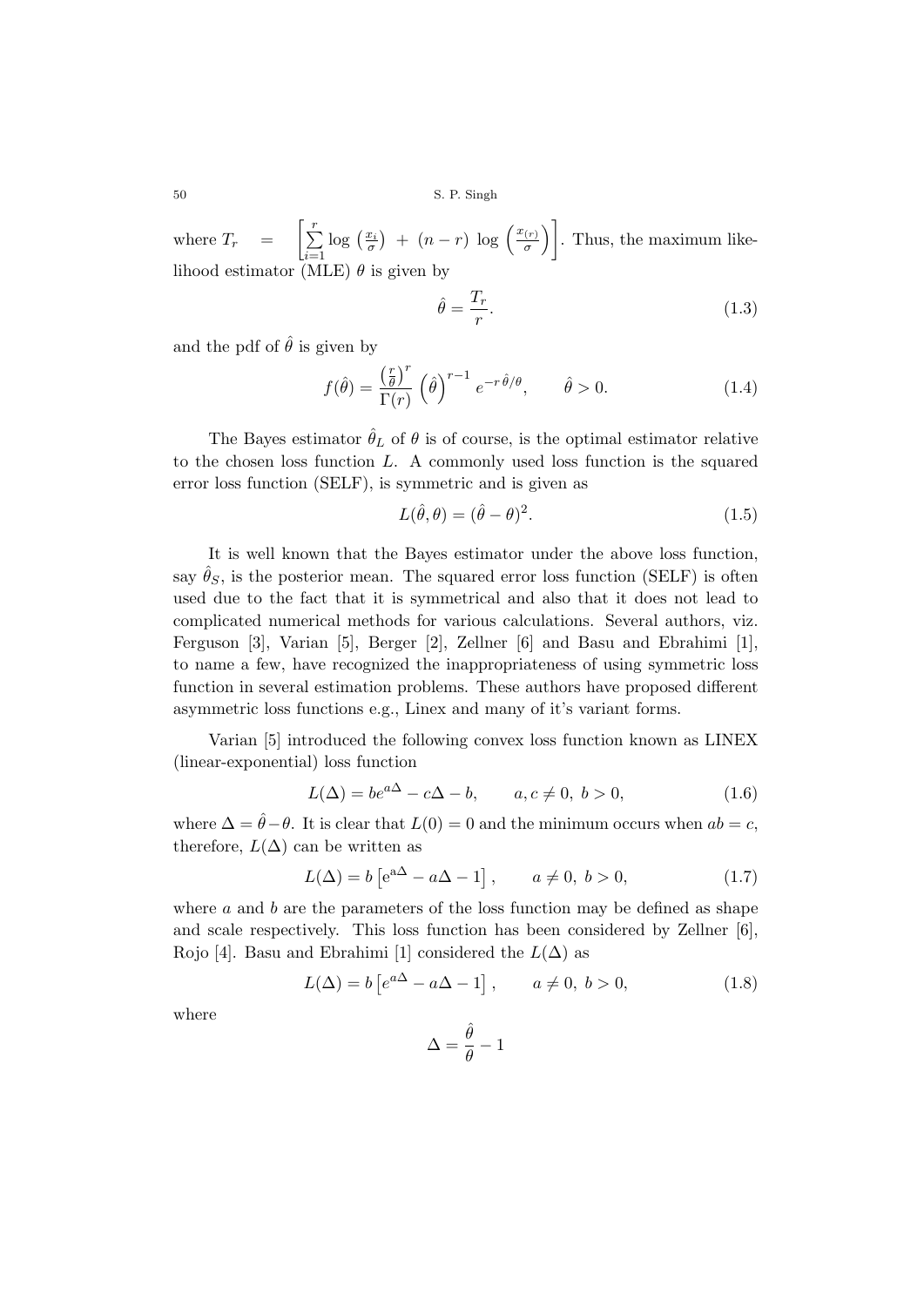where $T_r = \left[\sum_{i=1}^{r} \log\left(\frac{x_i}{\sigma}\right) + (n-r)\log\left(\frac{x_{(r)}}{\sigma}\right)\right]$. Thus, the maximum likelihood estimator (MLE) $\theta$ is given by

$$\hat{\theta} = \frac{T_r}{r}. \tag{1.3}$$

and the pdf of $\hat{\theta}$ is given by

$$f(\hat{\theta}) = \frac{\left(\frac{r}{\theta}\right)^r}{\Gamma(r)} \left(\hat{\theta}\right)^{r-1} e^{-r\,\hat{\theta}/\theta}, \qquad \hat{\theta} > 0. \tag{1.4}$$

The Bayes estimator $\hat{\theta}_L$ of $\theta$ is of course, is the optimal estimator relative to the chosen loss function $L$. A commonly used loss function is the squared error loss function (SELF), is symmetric and is given as

$$L(\hat{\theta}, \theta) = (\hat{\theta} - \theta)^2. \tag{1.5}$$

It is well known that the Bayes estimator under the above loss function, say $\hat{\theta}_S$, is the posterior mean. The squared error loss function (SELF) is often used due to the fact that it is symmetrical and also that it does not lead to complicated numerical methods for various calculations. Several authors, viz. Ferguson [3], Varian [5], Berger [2], Zellner [6] and Basu and Ebrahimi [1], to name a few, have recognized the inappropriateness of using symmetric loss function in several estimation problems. These authors have proposed different asymmetric loss functions e.g., Linex and many of it's variant forms.

Varian [5] introduced the following convex loss function known as LINEX (linear-exponential) loss function

$$L(\Delta) = be^{a\Delta} - c\Delta - b, \qquad a, c \neq 0,\ b > 0, \tag{1.6}$$

where $\Delta = \hat{\theta} - \theta$. It is clear that $L(0) = 0$ and the minimum occurs when $ab = c$, therefore, $L(\Delta)$ can be written as

$$L(\Delta) = b\left[\mathrm{e}^{\mathrm{a}\Delta} - a\Delta - 1\right], \qquad a \neq 0,\ b > 0, \tag{1.7}$$

where $a$ and $b$ are the parameters of the loss function may be defined as shape and scale respectively. This loss function has been considered by Zellner [6], Rojo [4]. Basu and Ebrahimi [1] considered the $L(\Delta)$ as

$$L(\Delta) = b\left[e^{a\Delta} - a\Delta - 1\right], \qquad a \neq 0,\ b > 0, \tag{1.8}$$

where

$$\Delta = \frac{\hat{\theta}}{\theta} - 1$$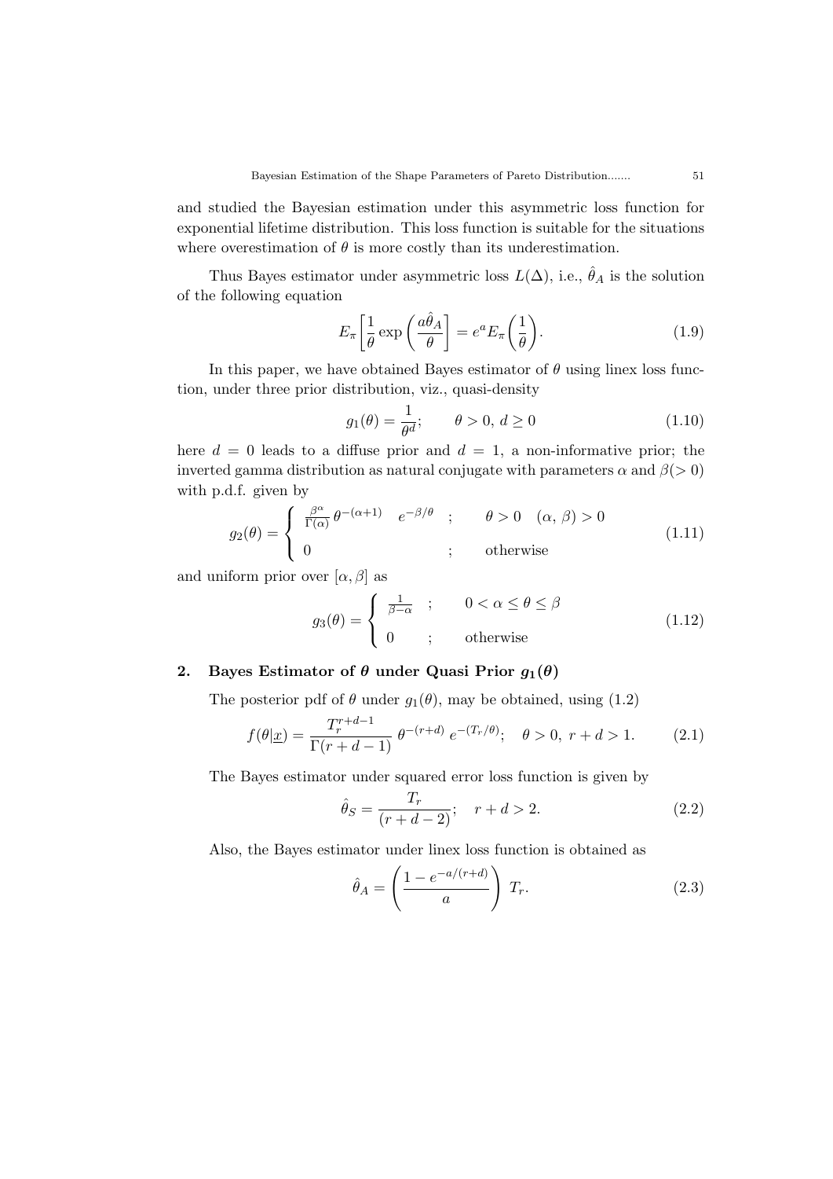and studied the Bayesian estimation under this asymmetric loss function for exponential lifetime distribution. This loss function is suitable for the situations where overestimation of $\theta$ is more costly than its underestimation.

Thus Bayes estimator under asymmetric loss $L(\Delta)$, i.e., $\hat{\theta}_A$ is the solution of the following equation

$$E_\pi\left[\frac{1}{\theta}\exp\left(\frac{a\hat{\theta}_A}{\theta}\right]=e^a E_\pi\left(\frac{1}{\theta}\right). \tag{1.9}$$

In this paper, we have obtained Bayes estimator of $\theta$ using linex loss function, under three prior distribution, viz., quasi-density

$$g_1(\theta)=\frac{1}{\theta^d}; \qquad \theta>0,\ d\geq 0 \tag{1.10}$$

here $d=0$ leads to a diffuse prior and $d=1$, a non-informative prior; the inverted gamma distribution as natural conjugate with parameters $\alpha$ and $\beta(>0)$ with p.d.f. given by

$$g_2(\theta)=\begin{cases}\frac{\beta^\alpha}{\Gamma(\alpha)}\,\theta^{-(\alpha+1)} \quad e^{-\beta/\theta} & ; \qquad \theta>0 \quad (\alpha,\,\beta)>0\\[2mm] 0 & ; \qquad \text{otherwise}\end{cases} \tag{1.11}$$

and uniform prior over $[\alpha,\beta]$ as

$$g_3(\theta)=\begin{cases}\frac{1}{\beta-\alpha} & ; \qquad 0<\alpha\leq\theta\leq\beta\\[2mm] 0 & ; \qquad \text{otherwise}\end{cases} \tag{1.12}$$

## 2. Bayes Estimator of $\theta$ under Quasi Prior $g_1(\theta)$

The posterior pdf of $\theta$ under $g_1(\theta)$, may be obtained, using (1.2)

$$f(\theta|\underline{x})=\frac{T_r^{r+d-1}}{\Gamma(r+d-1)}\,\theta^{-(r+d)}\,e^{-(T_r/\theta)}; \quad \theta>0,\ r+d>1. \tag{2.1}$$

The Bayes estimator under squared error loss function is given by

$$\hat{\theta}_S=\frac{T_r}{(r+d-2)}; \quad r+d>2. \tag{2.2}$$

Also, the Bayes estimator under linex loss function is obtained as

$$\hat{\theta}_A=\left(\frac{1-e^{-a/(r+d)}}{a}\right)\,T_r. \tag{2.3}$$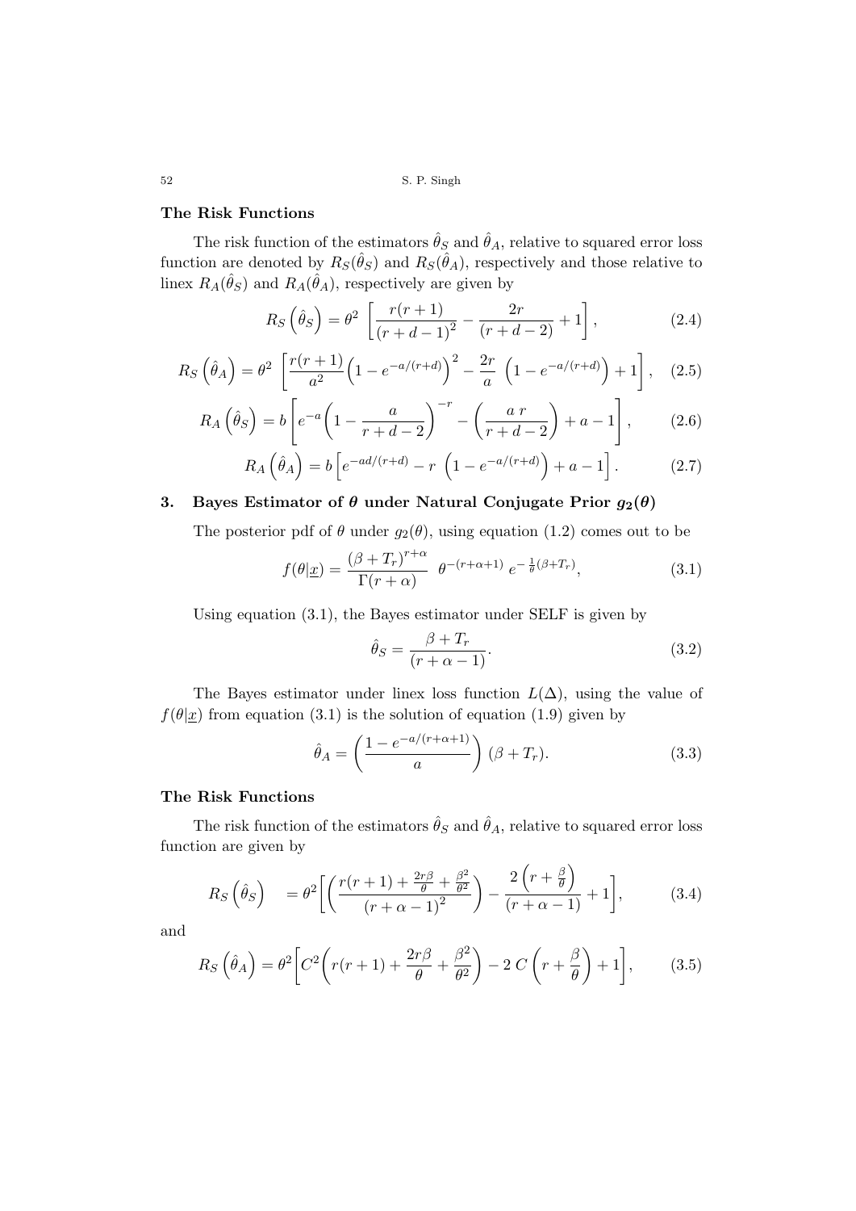### The Risk Functions

The risk function of the estimators $\hat{\theta}_S$ and $\hat{\theta}_A$, relative to squared error loss function are denoted by $R_S(\hat{\theta}_S)$ and $R_S(\hat{\theta}_A)$, respectively and those relative to linex $R_A(\hat{\theta}_S)$ and $R_A(\hat{\theta}_A)$, respectively are given by

$$R_S\left(\hat{\theta}_S\right) = \theta^2 \left[\frac{r(r+1)}{(r+d-1)^2} - \frac{2r}{(r+d-2)} + 1\right], \tag{2.4}$$

$$R_S\left(\hat{\theta}_A\right) = \theta^2 \left[\frac{r(r+1)}{a^2}\left(1 - e^{-a/(r+d)}\right)^2 - \frac{2r}{a}\left(1 - e^{-a/(r+d)}\right) + 1\right], \tag{2.5}$$

$$R_A\left(\hat{\theta}_S\right) = b\left[e^{-a}\left(1 - \frac{a}{r+d-2}\right)^{-r} - \left(\frac{a\,r}{r+d-2}\right) + a - 1\right], \tag{2.6}$$

$$R_A\left(\hat{\theta}_A\right) = b\left[e^{-ad/(r+d)} - r\left(1 - e^{-a/(r+d)}\right) + a - 1\right]. \tag{2.7}$$

## 3. Bayes Estimator of $\theta$ under Natural Conjugate Prior $g_2(\theta)$

The posterior pdf of $\theta$ under $g_2(\theta)$, using equation (1.2) comes out to be

$$f(\theta|\underline{x}) = \frac{(\beta + T_r)^{r+\alpha}}{\Gamma(r+\alpha)}\ \theta^{-(r+\alpha+1)}\ e^{-\frac{1}{\theta}(\beta+T_r)}, \tag{3.1}$$

Using equation (3.1), the Bayes estimator under SELF is given by

$$\hat{\theta}_S = \frac{\beta + T_r}{(r+\alpha-1)}. \tag{3.2}$$

The Bayes estimator under linex loss function $L(\Delta)$, using the value of $f(\theta|\underline{x})$ from equation (3.1) is the solution of equation (1.9) given by

$$\hat{\theta}_A = \left(\frac{1 - e^{-a/(r+\alpha+1)}}{a}\right)(\beta + T_r). \tag{3.3}$$

### The Risk Functions

The risk function of the estimators $\hat{\theta}_S$ and $\hat{\theta}_A$, relative to squared error loss function are given by

$$R_S\left(\hat{\theta}_S\right) = \theta^2\left[\left(\frac{r(r+1) + \frac{2r\beta}{\theta} + \frac{\beta^2}{\theta^2}}{(r+\alpha-1)^2}\right) - \frac{2\left(r + \frac{\beta}{\theta}\right)}{(r+\alpha-1)} + 1\right], \tag{3.4}$$

and

$$R_S\left(\hat{\theta}_A\right) = \theta^2\left[C^2\left(r(r+1) + \frac{2r\beta}{\theta} + \frac{\beta^2}{\theta^2}\right) - 2\,C\left(r + \frac{\beta}{\theta}\right) + 1\right], \tag{3.5}$$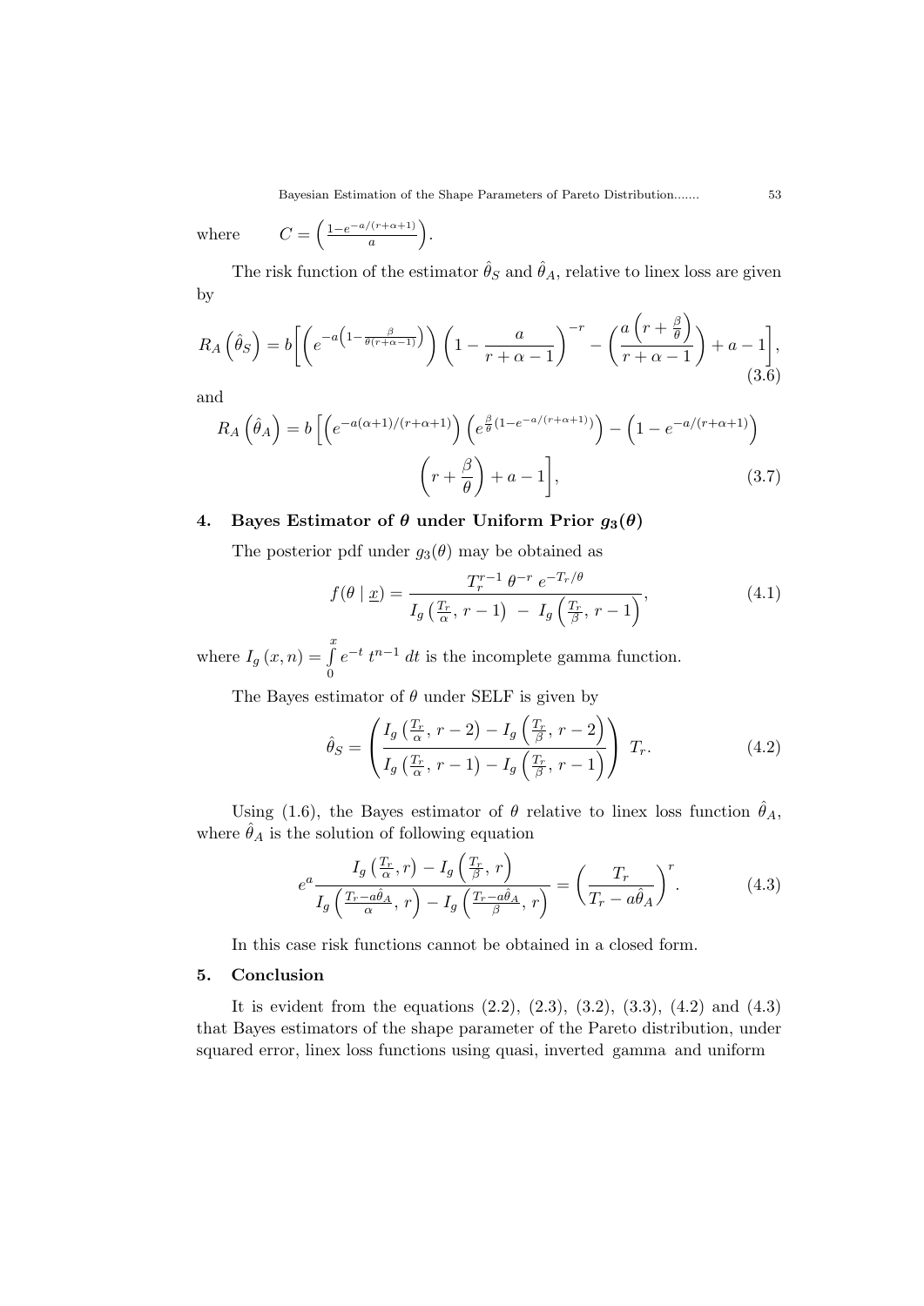where $\quad C = \left(\frac{1-e^{-a/(r+\alpha+1)}}{a}\right).$

The risk function of the estimator $\hat{\theta}_S$ and $\hat{\theta}_A$, relative to linex loss are given by

$$R_A\left(\hat{\theta}_S\right) = b\left[\left(e^{-a\left(1-\frac{\beta}{\theta(r+\alpha-1)}\right)}\right)\left(1-\frac{a}{r+\alpha-1}\right)^{-r} - \left(\frac{a\left(r+\frac{\beta}{\theta}\right)}{r+\alpha-1}\right) + a - 1\right], \tag{3.6}$$

and

$$R_A\left(\hat{\theta}_A\right) = b\left[\left(e^{-a(\alpha+1)/(r+\alpha+1)}\right)\left(e^{\frac{\beta}{\theta}\left(1-e^{-a/(r+\alpha+1)}\right)}\right) - \left(1-e^{-a/(r+\alpha+1)}\right)\left(r+\frac{\beta}{\theta}\right) + a - 1\right], \tag{3.7}$$

## 4. Bayes Estimator of $\theta$ under Uniform Prior $g_3(\theta)$

The posterior pdf under $g_3(\theta)$ may be obtained as

$$f(\theta \mid \underline{x}) = \frac{T_r^{r-1}\,\theta^{-r}\,e^{-T_r/\theta}}{I_g\left(\frac{T_r}{\alpha},\, r-1\right) \;-\; I_g\left(\frac{T_r}{\beta},\, r-1\right)}, \tag{4.1}$$

where $I_g\left(x, n\right) = \int\limits_0^x e^{-t}\,t^{n-1}\,dt$ is the incomplete gamma function.

The Bayes estimator of $\theta$ under SELF is given by

$$\hat{\theta}_S = \left(\frac{I_g\left(\frac{T_r}{\alpha},\, r-2\right) - I_g\left(\frac{T_r}{\beta},\, r-2\right)}{I_g\left(\frac{T_r}{\alpha},\, r-1\right) - I_g\left(\frac{T_r}{\beta},\, r-1\right)}\right)\; T_r. \tag{4.2}$$

Using (1.6), the Bayes estimator of $\theta$ relative to linex loss function $\hat{\theta}_A$, where $\hat{\theta}_A$ is the solution of following equation

$$e^a \frac{I_g\left(\frac{T_r}{\alpha}, r\right) - I_g\left(\frac{T_r}{\beta},\, r\right)}{I_g\left(\frac{T_r - a\hat{\theta}_A}{\alpha},\, r\right) - I_g\left(\frac{T_r - a\hat{\theta}_A}{\beta},\, r\right)} = \left(\frac{T_r}{T_r - a\hat{\theta}_A}\right)^r. \tag{4.3}$$

In this case risk functions cannot be obtained in a closed form.

## 5. Conclusion

It is evident from the equations (2.2), (2.3), (3.2), (3.3), (4.2) and (4.3) that Bayes estimators of the shape parameter of the Pareto distribution, under squared error, linex loss functions using quasi, inverted gamma and uniform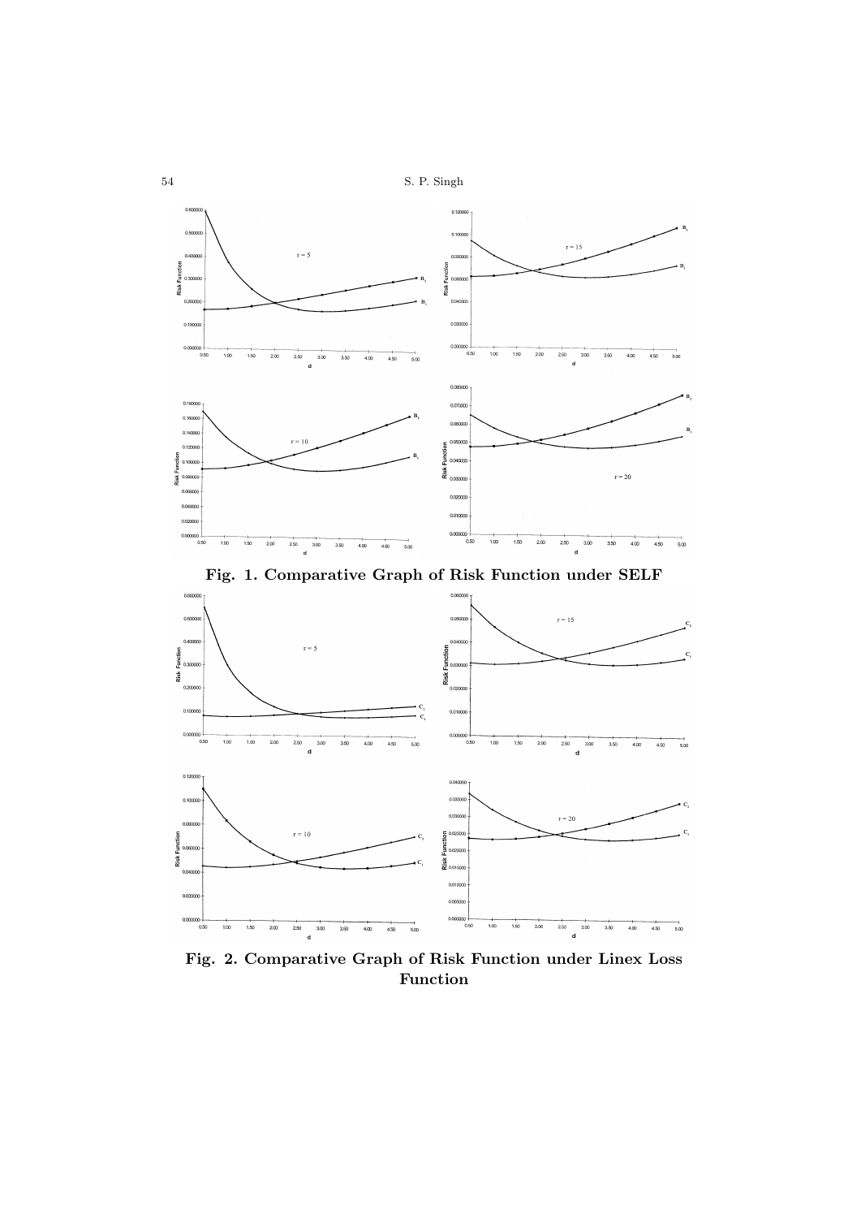**Fig. 1. Comparative Graph of Risk Function under SELF**

**Fig. 2. Comparative Graph of Risk Function under Linex Loss Function**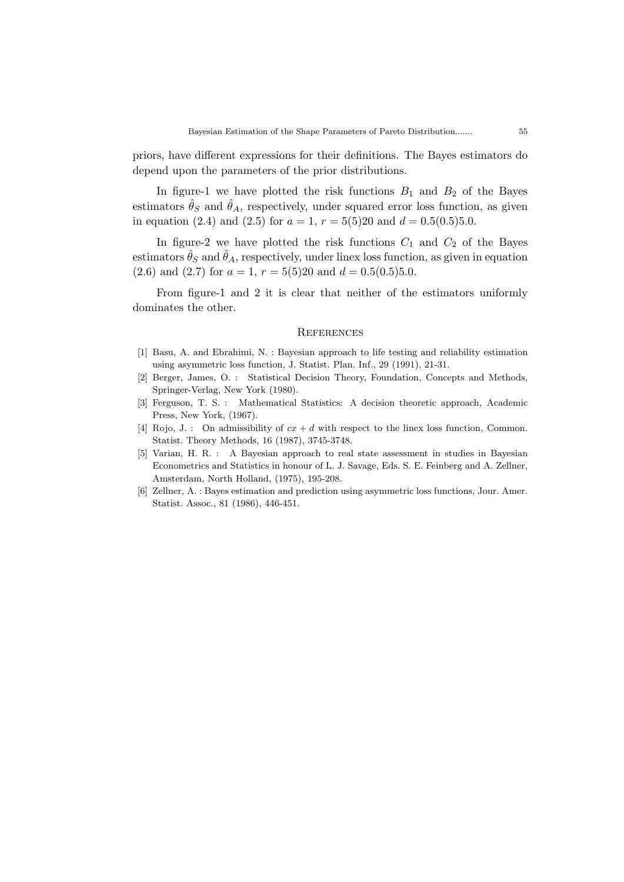priors, have different expressions for their definitions. The Bayes estimators do depend upon the parameters of the prior distributions.

In figure-1 we have plotted the risk functions $B_1$ and $B_2$ of the Bayes estimators $\hat{\theta}_S$ and $\hat{\theta}_A$, respectively, under squared error loss function, as given in equation (2.4) and (2.5) for $a = 1$, $r = 5(5)20$ and $d = 0.5(0.5)5.0$.

In figure-2 we have plotted the risk functions $C_1$ and $C_2$ of the Bayes estimators $\hat{\theta}_S$ and $\hat{\theta}_A$, respectively, under linex loss function, as given in equation (2.6) and (2.7) for $a = 1$, $r = 5(5)20$ and $d = 0.5(0.5)5.0$.

From figure-1 and 2 it is clear that neither of the estimators uniformly dominates the other.

## References

[1] Basu, A. and Ebrahimi, N. : Bayesian approach to life testing and reliability estimation using asymmetric loss function, J. Statist. Plan. Inf., 29 (1991), 21-31.

[2] Berger, James, O. : Statistical Decision Theory, Foundation, Concepts and Methods, Springer-Verlag, New York (1980).

[3] Ferguson, T. S. : Mathematical Statistics: A decision theoretic approach, Academic Press, New York, (1967).

[4] Rojo, J. : On admissibility of $cx + d$ with respect to the linex loss function, Common. Statist. Theory Methods, 16 (1987), 3745-3748.

[5] Varian, H. R. : A Bayesian approach to real state assessment in studies in Bayesian Econometrics and Statistics in honour of L. J. Savage, Eds. S. E. Feinberg and A. Zellner, Amsterdam, North Holland, (1975), 195-208.

[6] Zellner, A. : Bayes estimation and prediction using asymmetric loss functions, Jour. Amer. Statist. Assoc., 81 (1986), 446-451.